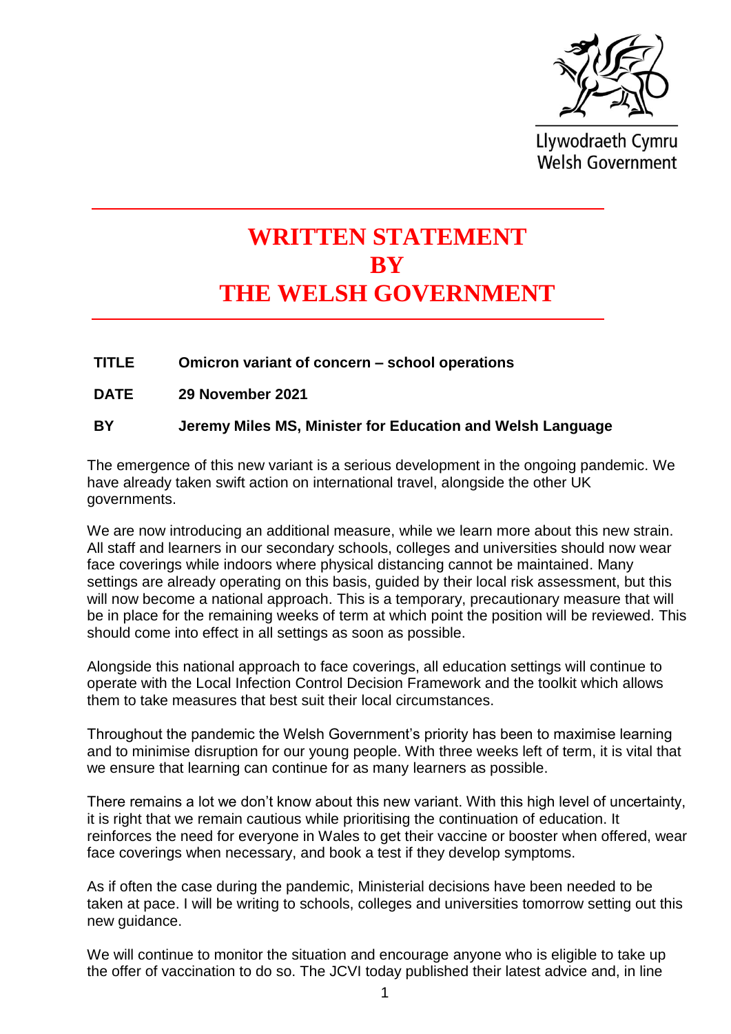Llywodraeth Cymru
Welsh Government

# WRITTEN STATEMENT BY THE WELSH GOVERNMENT

**TITLE** **Omicron variant of concern – school operations**

**DATE** **29 November 2021**

**BY** **Jeremy Miles MS, Minister for Education and Welsh Language**

The emergence of this new variant is a serious development in the ongoing pandemic. We have already taken swift action on international travel, alongside the other UK governments.

We are now introducing an additional measure, while we learn more about this new strain. All staff and learners in our secondary schools, colleges and universities should now wear face coverings while indoors where physical distancing cannot be maintained. Many settings are already operating on this basis, guided by their local risk assessment, but this will now become a national approach. This is a temporary, precautionary measure that will be in place for the remaining weeks of term at which point the position will be reviewed. This should come into effect in all settings as soon as possible.

Alongside this national approach to face coverings, all education settings will continue to operate with the Local Infection Control Decision Framework and the toolkit which allows them to take measures that best suit their local circumstances.

Throughout the pandemic the Welsh Government's priority has been to maximise learning and to minimise disruption for our young people. With three weeks left of term, it is vital that we ensure that learning can continue for as many learners as possible.

There remains a lot we don't know about this new variant. With this high level of uncertainty, it is right that we remain cautious while prioritising the continuation of education. It reinforces the need for everyone in Wales to get their vaccine or booster when offered, wear face coverings when necessary, and book a test if they develop symptoms.

As if often the case during the pandemic, Ministerial decisions have been needed to be taken at pace. I will be writing to schools, colleges and universities tomorrow setting out this new guidance.

We will continue to monitor the situation and encourage anyone who is eligible to take up the offer of vaccination to do so. The JCVI today published their latest advice and, in line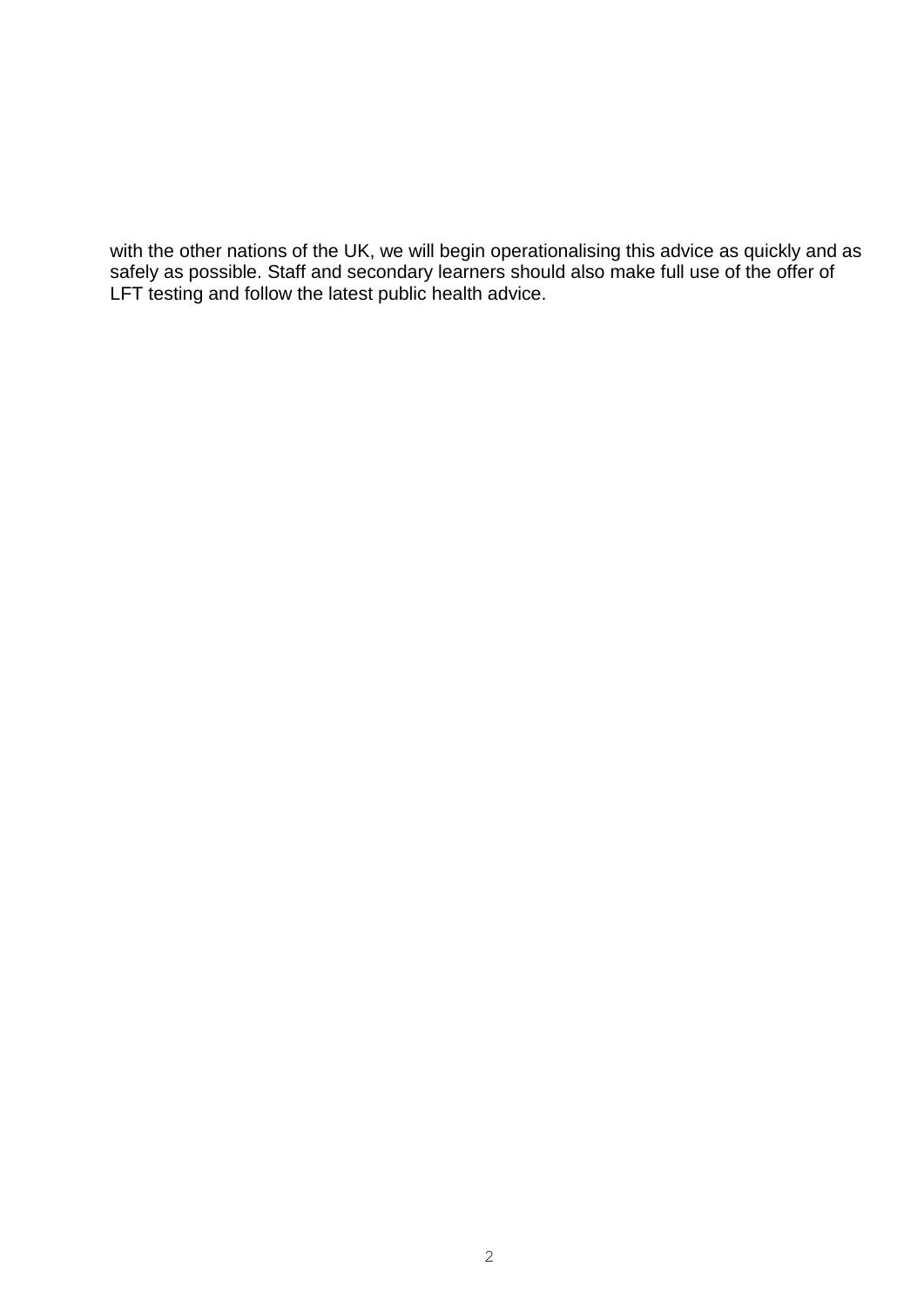with the other nations of the UK, we will begin operationalising this advice as quickly and as safely as possible. Staff and secondary learners should also make full use of the offer of LFT testing and follow the latest public health advice.